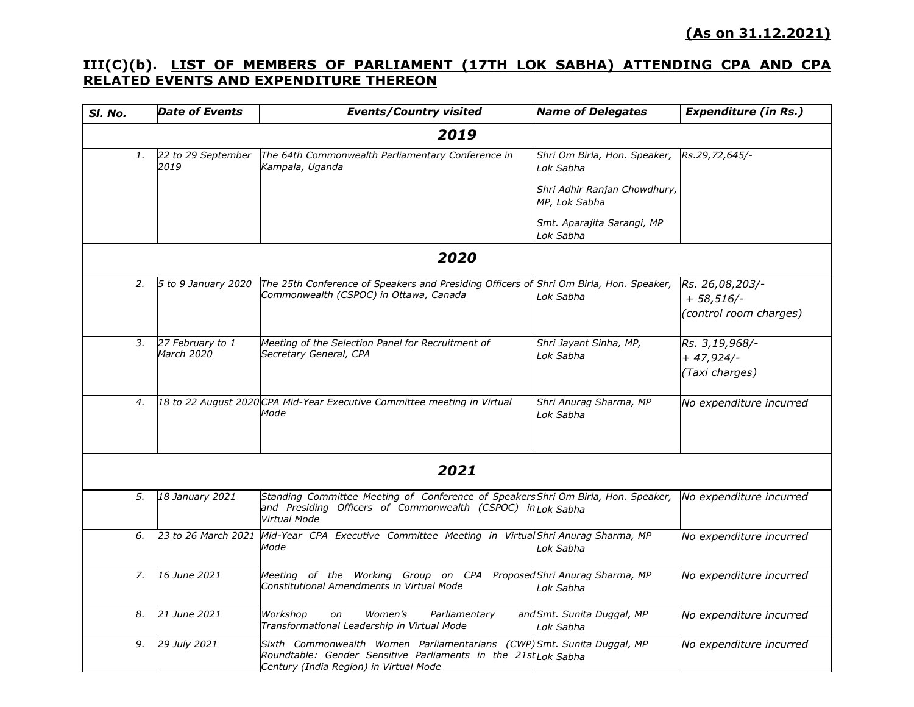**(As on 31.12.2021)**

## III(C)(b). LIST OF MEMBERS OF PARLIAMENT (17TH LOK SABHA) ATTENDING CPA AND CPA RELATED EVENTS AND EXPENDITURE THEREON

| Sl. No. | Date of Events | Events/Country visited | Name of Delegates | Expenditure (in Rs.) |
|---|---|---|---|---|
| **2019** | | | | |
| 1. | 22 to 29 September 2019 | The 64th Commonwealth Parliamentary Conference in Kampala, Uganda | Shri Om Birla, Hon. Speaker, Lok Sabha<br><br>Shri Adhir Ranjan Chowdhury, MP, Lok Sabha<br><br>Smt. Aparajita Sarangi, MP Lok Sabha | Rs.29,72,645/- |
| **2020** | | | | |
| 2. | 5 to 9 January 2020 | The 25th Conference of Speakers and Presiding Officers of Commonwealth (CSPOC) in Ottawa, Canada | Shri Om Birla, Hon. Speaker, Lok Sabha | Rs. 26,08,203/-<br>+ 58,516/-<br>(control room charges) |
| 3. | 27 February to 1 March 2020 | Meeting of the Selection Panel for Recruitment of Secretary General, CPA | Shri Jayant Sinha, MP, Lok Sabha | Rs. 3,19,968/-<br>+ 47,924/-<br>(Taxi charges) |
| 4. | 18 to 22 August 2020 | CPA Mid-Year Executive Committee meeting in Virtual Mode | Shri Anurag Sharma, MP Lok Sabha | No expenditure incurred |
| **2021** | | | | |
| 5. | 18 January 2021 | Standing Committee Meeting of Conference of Speakers and Presiding Officers of Commonwealth (CSPOC) in Virtual Mode | Shri Om Birla, Hon. Speaker, Lok Sabha | No expenditure incurred |
| 6. | 23 to 26 March 2021 | Mid-Year CPA Executive Committee Meeting in Virtual Mode | Shri Anurag Sharma, MP Lok Sabha | No expenditure incurred |
| 7. | 16 June 2021 | Meeting of the Working Group on CPA Proposed Constitutional Amendments in Virtual Mode | Shri Anurag Sharma, MP Lok Sabha | No expenditure incurred |
| 8. | 21 June 2021 | Workshop on Women's Parliamentary and Transformational Leadership in Virtual Mode | Smt. Sunita Duggal, MP Lok Sabha | No expenditure incurred |
| 9. | 29 July 2021 | Sixth Commonwealth Women Parliamentarians (CWP) Roundtable: Gender Sensitive Parliaments in the 21st Century (India Region) in Virtual Mode | Smt. Sunita Duggal, MP Lok Sabha | No expenditure incurred |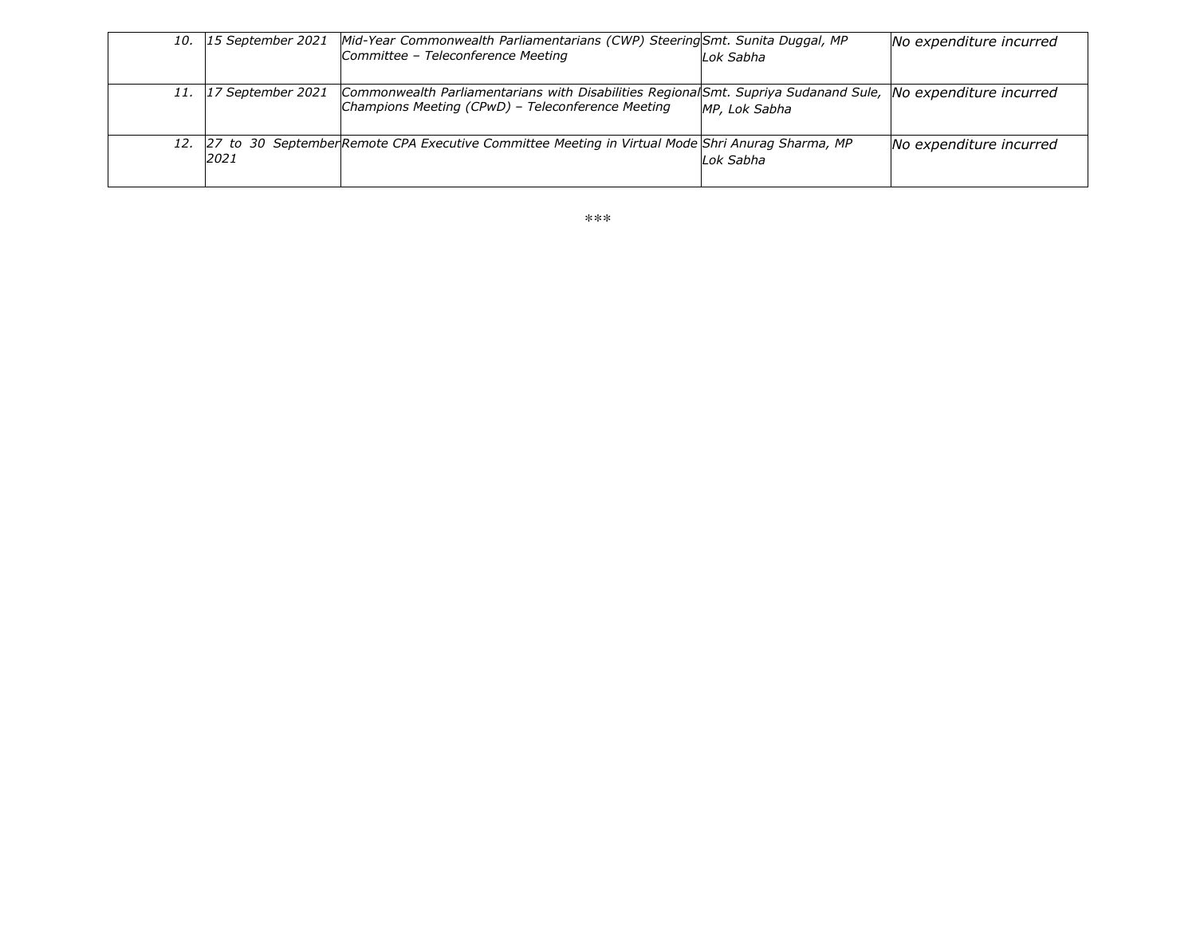| | | | | |
|---|---|---|---|---|
| *10.* | *15 September 2021* | *Mid-Year Commonwealth Parliamentarians (CWP) Steering Committee – Teleconference Meeting* | *Smt. Sunita Duggal, MP Lok Sabha* | *No expenditure incurred* |
| *11.* | *17 September 2021* | *Commonwealth Parliamentarians with Disabilities Regional Champions Meeting (CPwD) – Teleconference Meeting* | *Smt. Supriya Sudanand Sule, MP, Lok Sabha* | *No expenditure incurred* |
| *12.* | *27 to 30 September 2021* | *Remote CPA Executive Committee Meeting in Virtual Mode* | *Shri Anurag Sharma, MP Lok Sabha* | *No expenditure incurred* |

***